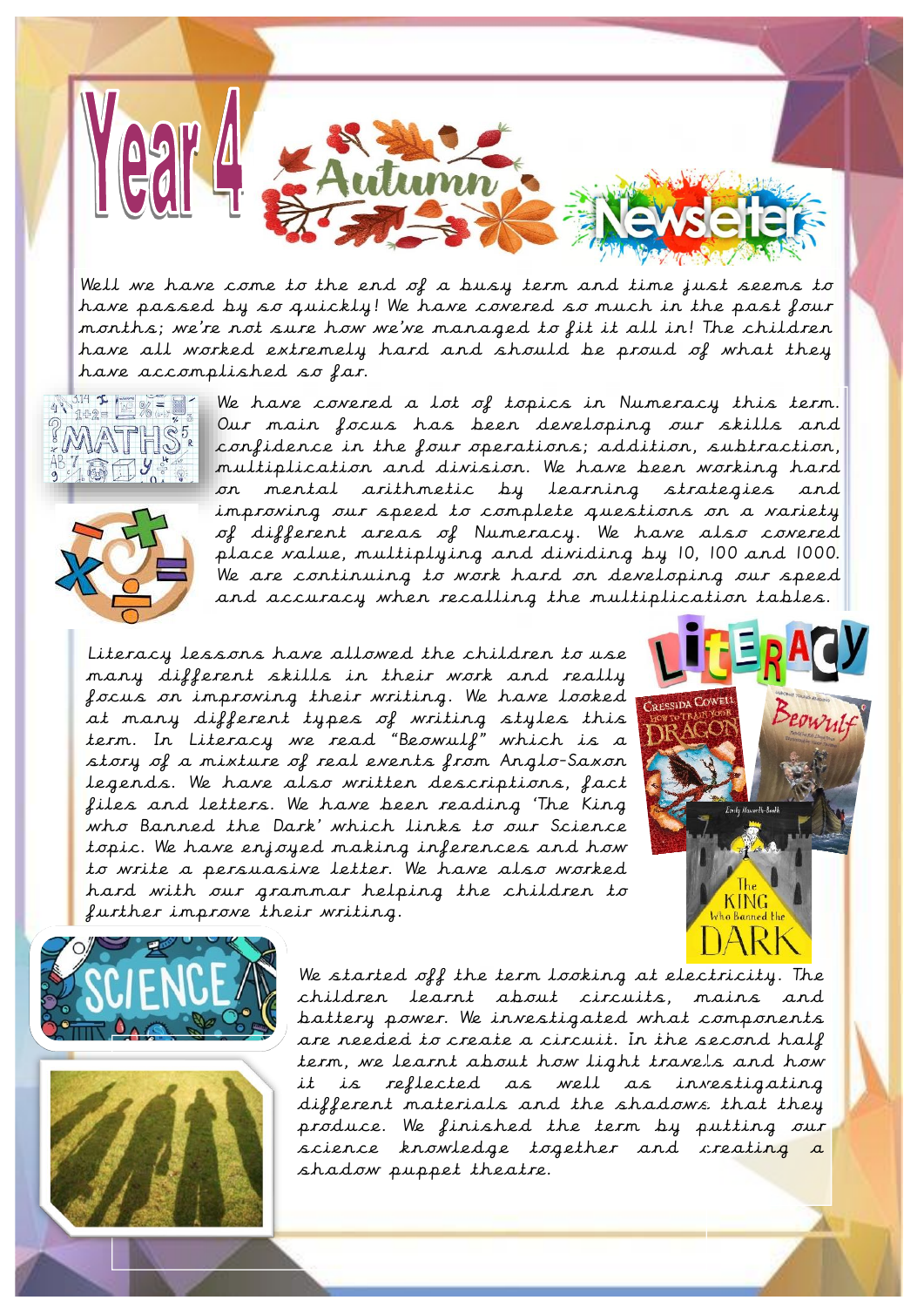# Year 4 Autumn Newsletter

Well we have come to the end of a busy term and time just seems to have passed by so quickly! We have covered so much in the past four months; we're not sure how we've managed to fit it all in! The children have all worked extremely hard and should be proud of what they have accomplished so far.

## Maths

We have covered a lot of topics in Numeracy this term. Our main focus has been developing our skills and confidence in the four operations; addition, subtraction, multiplication and division. We have been working hard on mental arithmetic by learning strategies and improving our speed to complete questions on a variety of different areas of Numeracy. We have also covered place value, multiplying and dividing by 10, 100 and 1000. We are continuing to work hard on developing our speed and accuracy when recalling the multiplication tables.

## Literacy

Literacy lessons have allowed the children to use many different skills in their work and really focus on improving their writing. We have looked at many different types of writing styles this term. In Literacy we read "Beowulf" which is a story of a mixture of real events from Anglo-Saxon legends. We have also written descriptions, fact files and letters. We have been reading 'The King who Banned the Dark' which links to our Science topic. We have enjoyed making inferences and how to write a persuasive letter. We have also worked hard with our grammar helping the children to further improve their writing.

## Science

We started off the term looking at electricity. The children learnt about circuits, mains and battery power. We investigated what components are needed to create a circuit. In the second half term, we learnt about how light travels and how it is reflected as well as investigating different materials and the shadows that they produce. We finished the term by putting our science knowledge together and creating a shadow puppet theatre.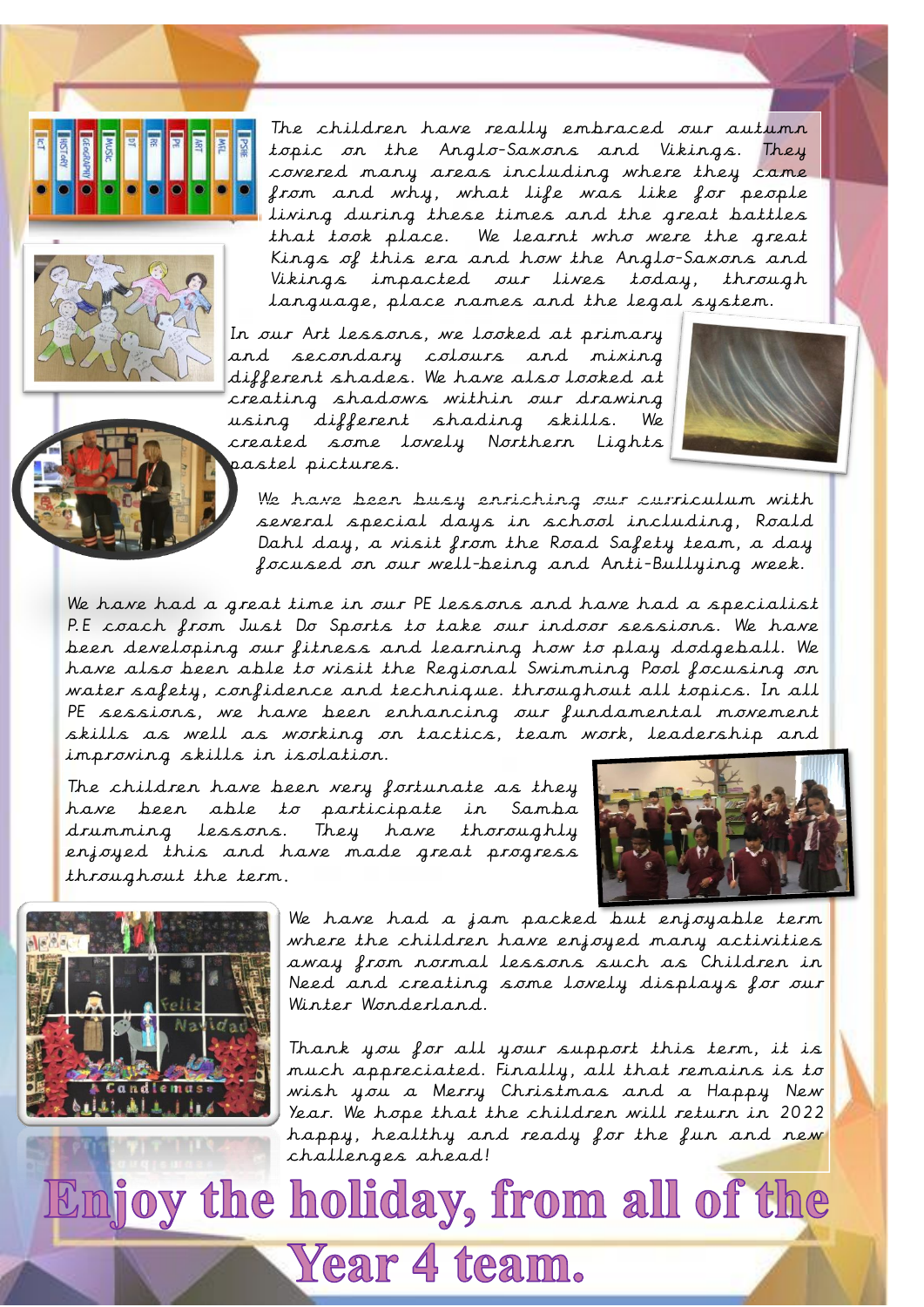The children have really embraced our autumn topic on the Anglo-Saxons and Vikings. They covered many areas including where they came from and why, what life was like for people living during these times and the great battles that took place. We learnt who were the great Kings of this era and how the Anglo-Saxons and Vikings impacted our lives today, through language, place names and the legal system.

In our Art lessons, we looked at primary and secondary colours and mixing different shades. We have also looked at creating shadows within our drawing using different shading skills. We created some lovely Northern Lights pastel pictures.

We have been busy enriching our curriculum with several special days in school including, Roald Dahl day, a visit from the Road Safety team, a day focused on our well-being and Anti-Bullying week.

We have had a great time in our PE lessons and have had a specialist P.E coach from Just Do Sports to take our indoor sessions. We have been developing our fitness and learning how to play dodgeball. We have also been able to visit the Regional Swimming Pool focusing on water safety, confidence and technique. throughout all topics. In all PE sessions, we have been enhancing our fundamental movement skills as well as working on tactics, team work, leadership and improving skills in isolation.

The children have been very fortunate as they have been able to participate in Samba drumming lessons. They have thoroughly enjoyed this and have made great progress throughout the term.

We have had a jam packed but enjoyable term where the children have enjoyed many activities away from normal lessons such as Children in Need and creating some lovely displays for our Winter Wonderland.

Thank you for all your support this term, it is much appreciated. Finally, all that remains is to wish you a Merry Christmas and a Happy New Year. We hope that the children will return in 2022 happy, healthy and ready for the fun and new challenges ahead!

# Enjoy the holiday, from all of the Year 4 team.